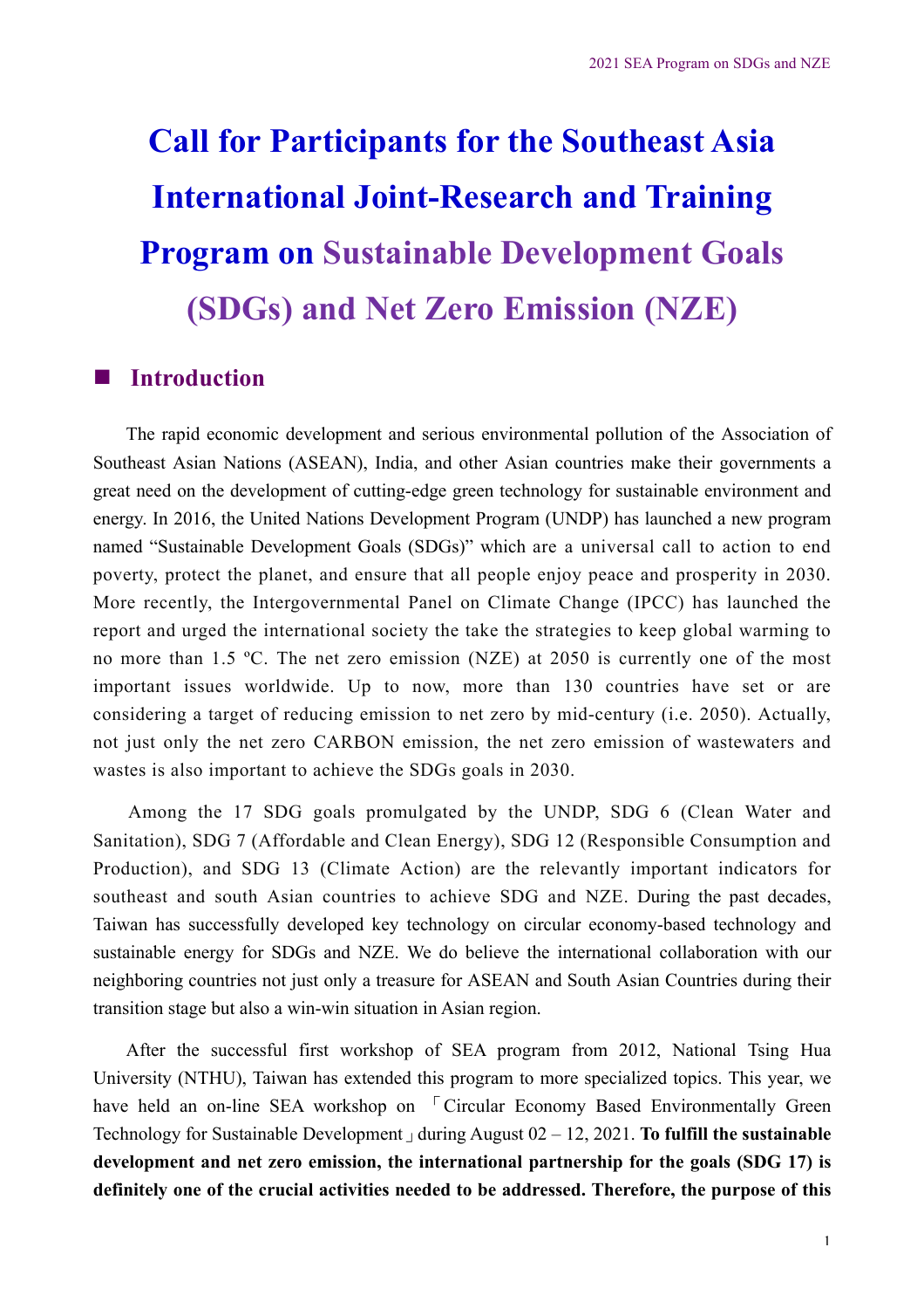# Call for Participants for the Southeast Asia International Joint-Research and Training Program on Sustainable Development Goals (SDGs) and Net Zero Emission (NZE)

## ■ Introduction

The rapid economic development and serious environmental pollution of the Association of Southeast Asian Nations (ASEAN), India, and other Asian countries make their governments a great need on the development of cutting-edge green technology for sustainable environment and energy. In 2016, the United Nations Development Program (UNDP) has launched a new program named "Sustainable Development Goals (SDGs)" which are a universal call to action to end poverty, protect the planet, and ensure that all people enjoy peace and prosperity in 2030. More recently, the Intergovernmental Panel on Climate Change (IPCC) has launched the report and urged the international society the take the strategies to keep global warming to no more than 1.5 ºC. The net zero emission (NZE) at 2050 is currently one of the most important issues worldwide. Up to now, more than 130 countries have set or are considering a target of reducing emission to net zero by mid-century (i.e. 2050). Actually, not just only the net zero CARBON emission, the net zero emission of wastewaters and wastes is also important to achieve the SDGs goals in 2030.

Among the 17 SDG goals promulgated by the UNDP, SDG 6 (Clean Water and Sanitation), SDG 7 (Affordable and Clean Energy), SDG 12 (Responsible Consumption and Production), and SDG 13 (Climate Action) are the relevantly important indicators for southeast and south Asian countries to achieve SDG and NZE. During the past decades, Taiwan has successfully developed key technology on circular economy-based technology and sustainable energy for SDGs and NZE. We do believe the international collaboration with our neighboring countries not just only a treasure for ASEAN and South Asian Countries during their transition stage but also a win-win situation in Asian region.

After the successful first workshop of SEA program from 2012, National Tsing Hua University (NTHU), Taiwan has extended this program to more specialized topics. This year, we have held an on-line SEA workshop on 「Circular Economy Based Environmentally Green Technology for Sustainable Development」during August 02 – 12, 2021. **To fulfill the sustainable development and net zero emission, the international partnership for the goals (SDG 17) is definitely one of the crucial activities needed to be addressed. Therefore, the purpose of this**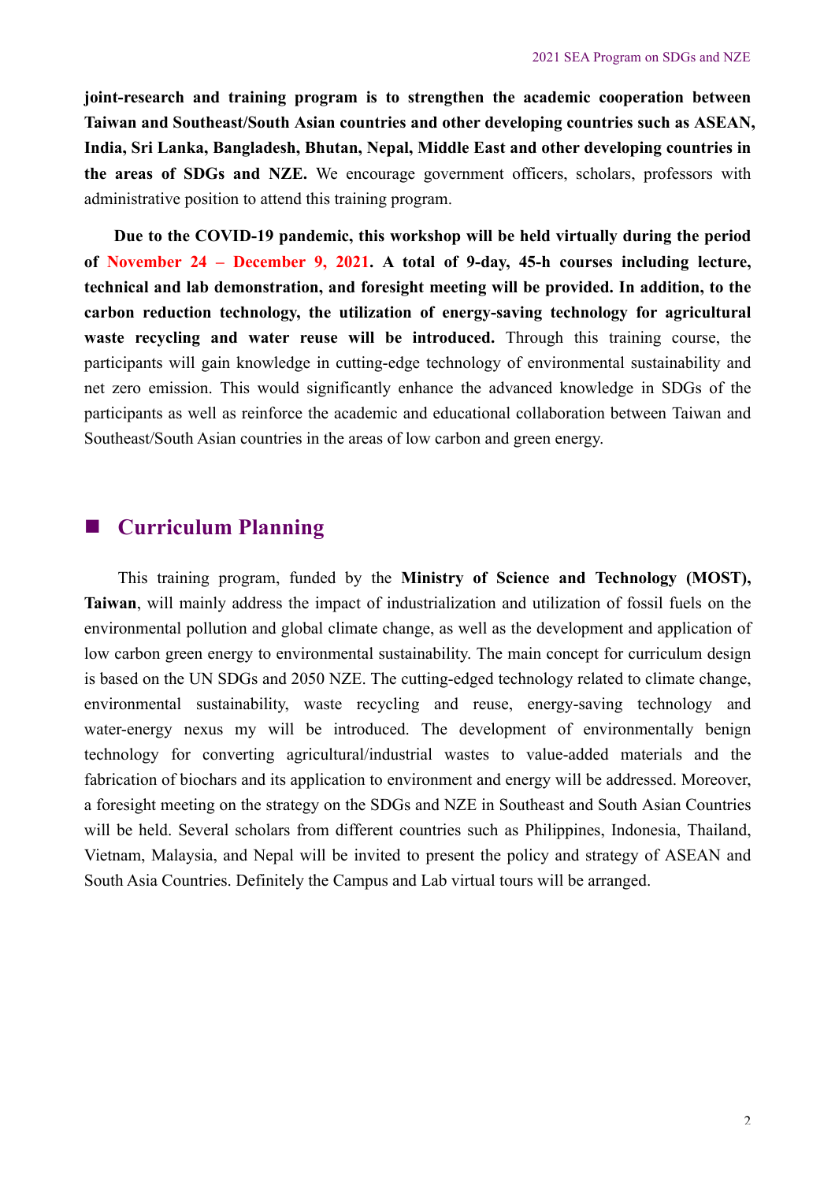**joint-research and training program is to strengthen the academic cooperation between Taiwan and Southeast/South Asian countries and other developing countries such as ASEAN, India, Sri Lanka, Bangladesh, Bhutan, Nepal, Middle East and other developing countries in the areas of SDGs and NZE.** We encourage government officers, scholars, professors with administrative position to attend this training program.

**Due to the COVID-19 pandemic, this workshop will be held virtually during the period of November 24 – December 9, 2021. A total of 9-day, 45-h courses including lecture, technical and lab demonstration, and foresight meeting will be provided. In addition, to the carbon reduction technology, the utilization of energy-saving technology for agricultural waste recycling and water reuse will be introduced.** Through this training course, the participants will gain knowledge in cutting-edge technology of environmental sustainability and net zero emission. This would significantly enhance the advanced knowledge in SDGs of the participants as well as reinforce the academic and educational collaboration between Taiwan and Southeast/South Asian countries in the areas of low carbon and green energy.

## Curriculum Planning

This training program, funded by the **Ministry of Science and Technology (MOST), Taiwan**, will mainly address the impact of industrialization and utilization of fossil fuels on the environmental pollution and global climate change, as well as the development and application of low carbon green energy to environmental sustainability. The main concept for curriculum design is based on the UN SDGs and 2050 NZE. The cutting-edged technology related to climate change, environmental sustainability, waste recycling and reuse, energy-saving technology and water-energy nexus my will be introduced. The development of environmentally benign technology for converting agricultural/industrial wastes to value-added materials and the fabrication of biochars and its application to environment and energy will be addressed. Moreover, a foresight meeting on the strategy on the SDGs and NZE in Southeast and South Asian Countries will be held. Several scholars from different countries such as Philippines, Indonesia, Thailand, Vietnam, Malaysia, and Nepal will be invited to present the policy and strategy of ASEAN and South Asia Countries. Definitely the Campus and Lab virtual tours will be arranged.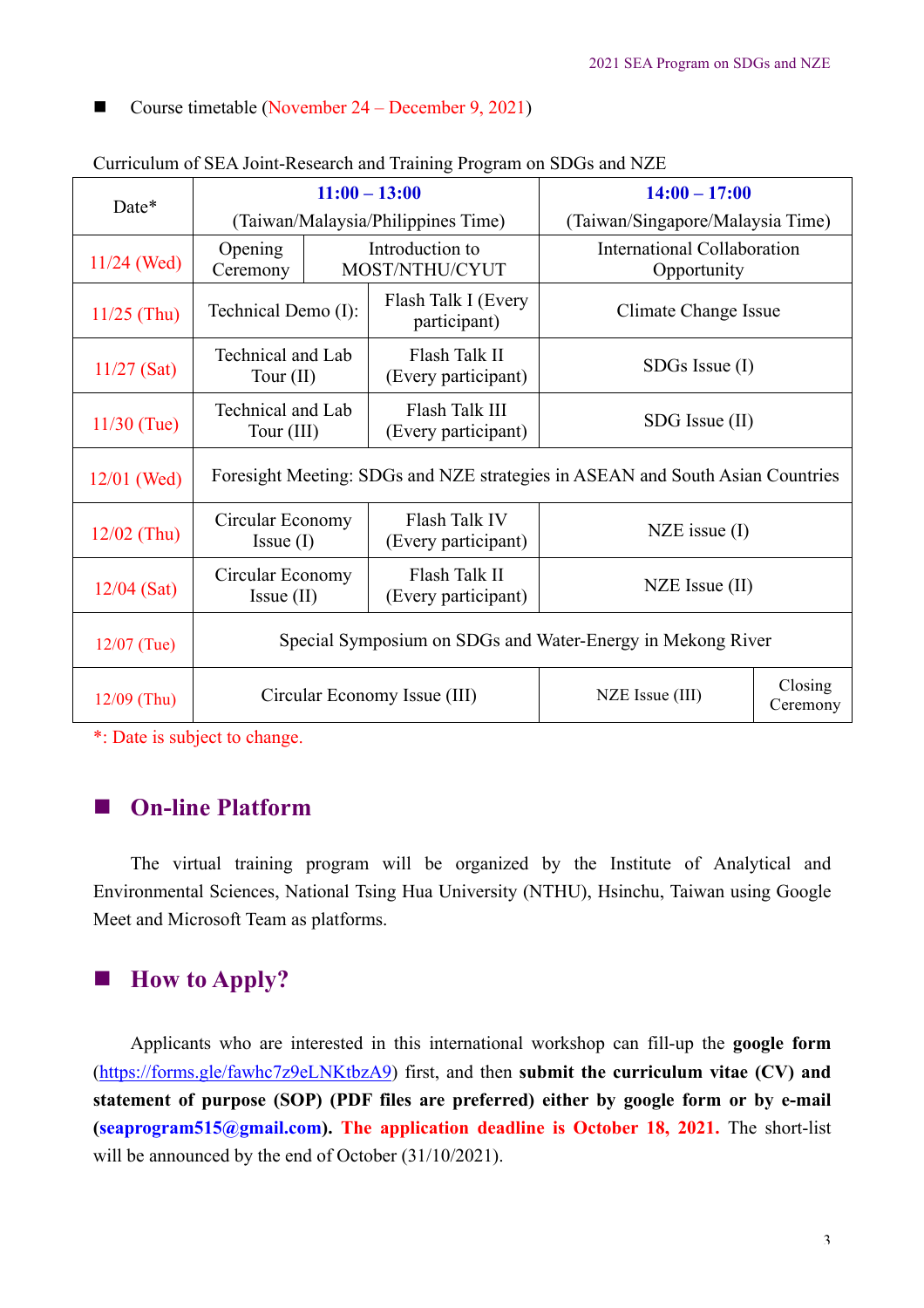■ Course timetable (November 24 – December 9, 2021)

Curriculum of SEA Joint-Research and Training Program on SDGs and NZE

| Date* | 11:00 – 13:00 (Taiwan/Malaysia/Philippines Time) | | 14:00 – 17:00 (Taiwan/Singapore/Malaysia Time) | |
|---|---|---|---|---|
| 11/24 (Wed) | Opening Ceremony | Introduction to MOST/NTHU/CYUT | International Collaboration Opportunity | |
| 11/25 (Thu) | Technical Demo (I): | Flash Talk I (Every participant) | Climate Change Issue | |
| 11/27 (Sat) | Technical and Lab Tour (II) | Flash Talk II (Every participant) | SDGs Issue (I) | |
| 11/30 (Tue) | Technical and Lab Tour (III) | Flash Talk III (Every participant) | SDG Issue (II) | |
| 12/01 (Wed) | Foresight Meeting: SDGs and NZE strategies in ASEAN and South Asian Countries | | | |
| 12/02 (Thu) | Circular Economy Issue (I) | Flash Talk IV (Every participant) | NZE issue (I) | |
| 12/04 (Sat) | Circular Economy Issue (II) | Flash Talk II (Every participant) | NZE Issue (II) | |
| 12/07 (Tue) | Special Symposium on SDGs and Water-Energy in Mekong River | | | |
| 12/09 (Thu) | Circular Economy Issue (III) | | NZE Issue (III) | Closing Ceremony |

*: Date is subject to change.

## ■ On-line Platform

The virtual training program will be organized by the Institute of Analytical and Environmental Sciences, National Tsing Hua University (NTHU), Hsinchu, Taiwan using Google Meet and Microsoft Team as platforms.

## ■ How to Apply?

Applicants who are interested in this international workshop can fill-up the **google form** ([https://forms.gle/fawhc7z9eLNKtbzA9](https://forms.gle/fawhc7z9eLNKtbzA9)) first, and then **submit the curriculum vitae (CV) and statement of purpose (SOP) (PDF files are preferred) either by google form or by e-mail (seaprogram515@gmail.com). The application deadline is October 18, 2021.** The short-list will be announced by the end of October (31/10/2021).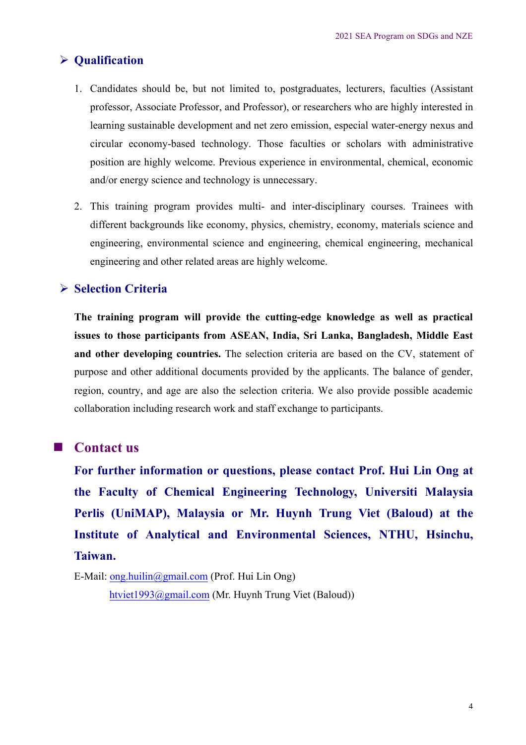## Qualification

1. Candidates should be, but not limited to, postgraduates, lecturers, faculties (Assistant professor, Associate Professor, and Professor), or researchers who are highly interested in learning sustainable development and net zero emission, especial water-energy nexus and circular economy-based technology. Those faculties or scholars with administrative position are highly welcome. Previous experience in environmental, chemical, economic and/or energy science and technology is unnecessary.

2. This training program provides multi- and inter-disciplinary courses. Trainees with different backgrounds like economy, physics, chemistry, economy, materials science and engineering, environmental science and engineering, chemical engineering, mechanical engineering and other related areas are highly welcome.

## Selection Criteria

**The training program will provide the cutting-edge knowledge as well as practical issues to those participants from ASEAN, India, Sri Lanka, Bangladesh, Middle East and other developing countries.** The selection criteria are based on the CV, statement of purpose and other additional documents provided by the applicants. The balance of gender, region, country, and age are also the selection criteria. We also provide possible academic collaboration including research work and staff exchange to participants.

# Contact us

**For further information or questions, please contact Prof. Hui Lin Ong at the Faculty of Chemical Engineering Technology, Universiti Malaysia Perlis (UniMAP), Malaysia or Mr. Huynh Trung Viet (Baloud) at the Institute of Analytical and Environmental Sciences, NTHU, Hsinchu, Taiwan.**

E-Mail: ong.huilin@gmail.com (Prof. Hui Lin Ong)

htviet1993@gmail.com (Mr. Huynh Trung Viet (Baloud))